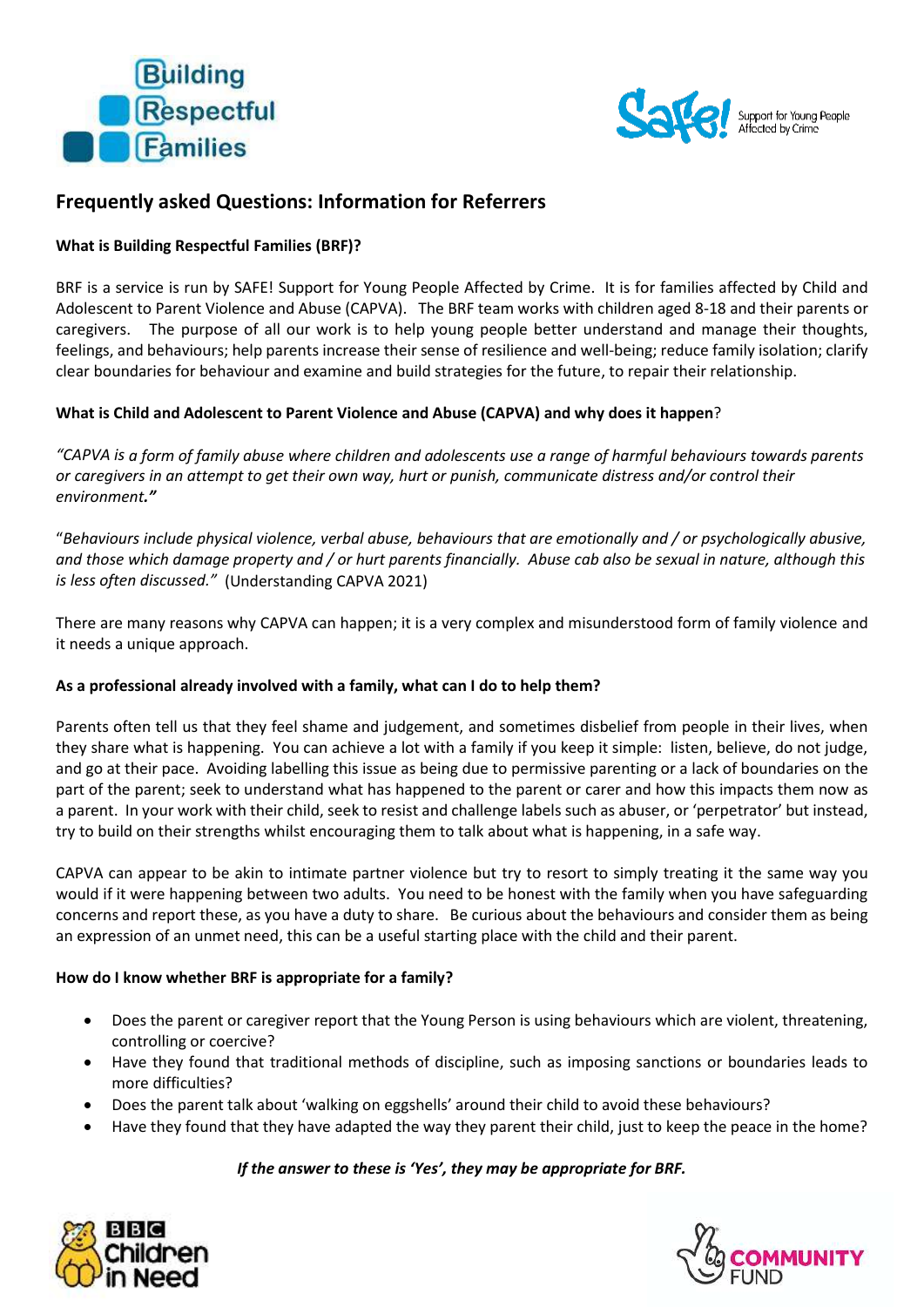## Frequently asked Questions: Information for Referrers

**What is Building Respectful Families (BRF)?**

BRF is a service is run by SAFE! Support for Young People Affected by Crime. It is for families affected by Child and Adolescent to Parent Violence and Abuse (CAPVA). The BRF team works with children aged 8-18 and their parents or caregivers. The purpose of all our work is to help young people better understand and manage their thoughts, feelings, and behaviours; help parents increase their sense of resilience and well-being; reduce family isolation; clarify clear boundaries for behaviour and examine and build strategies for the future, to repair their relationship.

**What is Child and Adolescent to Parent Violence and Abuse (CAPVA) and why does it happen?**

*"CAPVA is a form of family abuse where children and adolescents use a range of harmful behaviours towards parents or caregivers in an attempt to get their own way, hurt or punish, communicate distress and/or control their environment."*

"*Behaviours include physical violence, verbal abuse, behaviours that are emotionally and / or psychologically abusive, and those which damage property and / or hurt parents financially. Abuse cab also be sexual in nature, although this is less often discussed."* (Understanding CAPVA 2021)

There are many reasons why CAPVA can happen; it is a very complex and misunderstood form of family violence and it needs a unique approach.

**As a professional already involved with a family, what can I do to help them?**

Parents often tell us that they feel shame and judgement, and sometimes disbelief from people in their lives, when they share what is happening. You can achieve a lot with a family if you keep it simple: listen, believe, do not judge, and go at their pace. Avoiding labelling this issue as being due to permissive parenting or a lack of boundaries on the part of the parent; seek to understand what has happened to the parent or carer and how this impacts them now as a parent. In your work with their child, seek to resist and challenge labels such as abuser, or 'perpetrator' but instead, try to build on their strengths whilst encouraging them to talk about what is happening, in a safe way.

CAPVA can appear to be akin to intimate partner violence but try to resort to simply treating it the same way you would if it were happening between two adults. You need to be honest with the family when you have safeguarding concerns and report these, as you have a duty to share. Be curious about the behaviours and consider them as being an expression of an unmet need, this can be a useful starting place with the child and their parent.

**How do I know whether BRF is appropriate for a family?**

- Does the parent or caregiver report that the Young Person is using behaviours which are violent, threatening, controlling or coercive?
- Have they found that traditional methods of discipline, such as imposing sanctions or boundaries leads to more difficulties?
- Does the parent talk about 'walking on eggshells' around their child to avoid these behaviours?
- Have they found that they have adapted the way they parent their child, just to keep the peace in the home?

***If the answer to these is 'Yes', they may be appropriate for BRF.***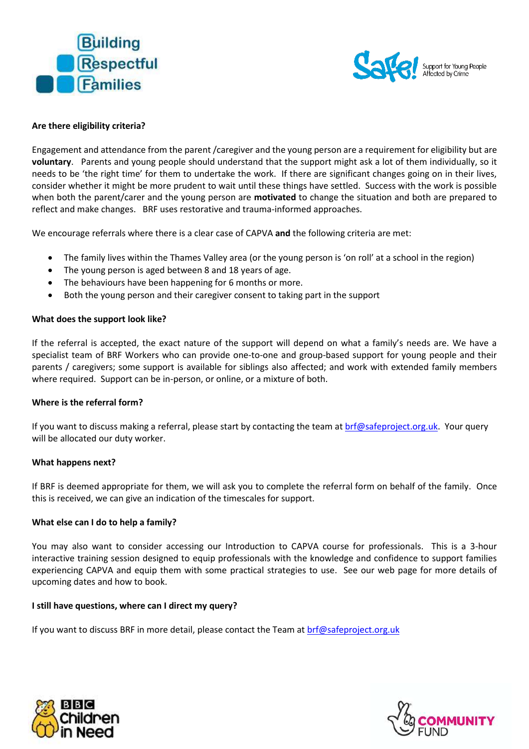### Are there eligibility criteria?

Engagement and attendance from the parent /caregiver and the young person are a requirement for eligibility but are **voluntary**. Parents and young people should understand that the support might ask a lot of them individually, so it needs to be 'the right time' for them to undertake the work. If there are significant changes going on in their lives, consider whether it might be more prudent to wait until these things have settled. Success with the work is possible when both the parent/carer and the young person are **motivated** to change the situation and both are prepared to reflect and make changes. BRF uses restorative and trauma-informed approaches.

We encourage referrals where there is a clear case of CAPVA **and** the following criteria are met:

- The family lives within the Thames Valley area (or the young person is 'on roll' at a school in the region)
- The young person is aged between 8 and 18 years of age.
- The behaviours have been happening for 6 months or more.
- Both the young person and their caregiver consent to taking part in the support

### What does the support look like?

If the referral is accepted, the exact nature of the support will depend on what a family's needs are. We have a specialist team of BRF Workers who can provide one-to-one and group-based support for young people and their parents / caregivers; some support is available for siblings also affected; and work with extended family members where required. Support can be in-person, or online, or a mixture of both.

### Where is the referral form?

If you want to discuss making a referral, please start by contacting the team at brf@safeproject.org.uk. Your query will be allocated our duty worker.

### What happens next?

If BRF is deemed appropriate for them, we will ask you to complete the referral form on behalf of the family. Once this is received, we can give an indication of the timescales for support.

### What else can I do to help a family?

You may also want to consider accessing our Introduction to CAPVA course for professionals. This is a 3-hour interactive training session designed to equip professionals with the knowledge and confidence to support families experiencing CAPVA and equip them with some practical strategies to use. See our web page for more details of upcoming dates and how to book.

### I still have questions, where can I direct my query?

If you want to discuss BRF in more detail, please contact the Team at brf@safeproject.org.uk